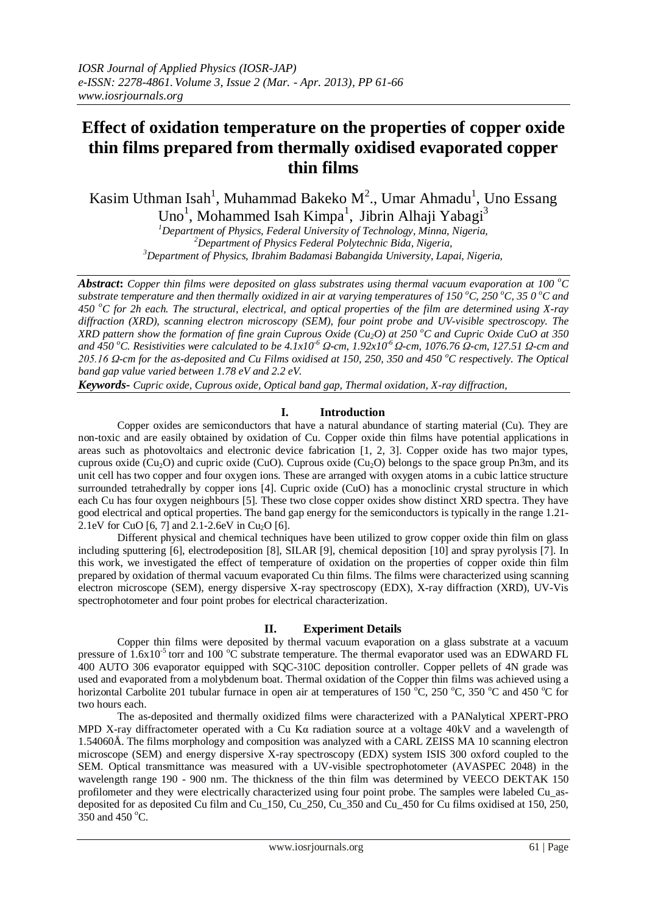# Effect of oxidation temperature on the properties of copper oxide thin films prepared from thermally oxidised evaporated copper thin films

Kasim Uthman Isah[1], Muhammad Bakeko M[2]., Umar Ahmadu[1], Uno Essang Uno[1], Mohammed Isah Kimpa[1], Jibrin Alhaji Yabagi[3]

[1]Department of Physics, Federal University of Technology, Minna, Nigeria,
[2]Department of Physics Federal Polytechnic Bida, Nigeria,
[3]Department of Physics, Ibrahim Badamasi Babangida University, Lapai, Nigeria,

***Abstract*:** *Copper thin films were deposited on glass substrates using thermal vacuum evaporation at 100 °C substrate temperature and then thermally oxidized in air at varying temperatures of 150 °C, 250 °C, 35 0 °C and 450 °C for 2h each. The structural, electrical, and optical properties of the film are determined using X-ray diffraction (XRD), scanning electron microscopy (SEM), four point probe and UV-visible spectroscopy. The XRD pattern show the formation of fine grain Cuprous Oxide ($Cu_2O$) at 250 °C and Cupric Oxide CuO at 350 and 450 °C. Resistivities were calculated to be $4.1x10^{-6}$ Ω-cm, $1.92x10^{-6}$ Ω-cm, 1076.76 Ω-cm, 127.51 Ω-cm and 205.16 Ω-cm for the as-deposited and Cu Films oxidised at 150, 250, 350 and 450 °C respectively. The Optical band gap value varied between 1.78 eV and 2.2 eV.*

***Keywords-*** *Cupric oxide, Cuprous oxide, Optical band gap, Thermal oxidation, X-ray diffraction,*

## I. Introduction

Copper oxides are semiconductors that have a natural abundance of starting material (Cu). They are non-toxic and are easily obtained by oxidation of Cu. Copper oxide thin films have potential applications in areas such as photovoltaics and electronic device fabrication [1, 2, 3]. Copper oxide has two major types, cuprous oxide ($Cu_2O$) and cupric oxide (CuO). Cuprous oxide ($Cu_2O$) belongs to the space group Pn3m, and its unit cell has two copper and four oxygen ions. These are arranged with oxygen atoms in a cubic lattice structure surrounded tetrahedrally by copper ions [4]. Cupric oxide (CuO) has a monoclinic crystal structure in which each Cu has four oxygen neighbours [5]. These two close copper oxides show distinct XRD spectra. They have good electrical and optical properties. The band gap energy for the semiconductors is typically in the range 1.21-2.1eV for CuO [6, 7] and 2.1-2.6eV in $Cu_2O$ [6].

Different physical and chemical techniques have been utilized to grow copper oxide thin film on glass including sputtering [6], electrodeposition [8], SILAR [9], chemical deposition [10] and spray pyrolysis [7]. In this work, we investigated the effect of temperature of oxidation on the properties of copper oxide thin film prepared by oxidation of thermal vacuum evaporated Cu thin films. The films were characterized using scanning electron microscope (SEM), energy dispersive X-ray spectroscopy (EDX), X-ray diffraction (XRD), UV-Vis spectrophotometer and four point probes for electrical characterization.

## II. Experiment Details

Copper thin films were deposited by thermal vacuum evaporation on a glass substrate at a vacuum pressure of $1.6x10^{-5}$ torr and 100 °C substrate temperature. The thermal evaporator used was an EDWARD FL 400 AUTO 306 evaporator equipped with SQC-310C deposition controller. Copper pellets of 4N grade was used and evaporated from a molybdenum boat. Thermal oxidation of the Copper thin films was achieved using a horizontal Carbolite 201 tubular furnace in open air at temperatures of 150 °C, 250 °C, 350 °C and 450 °C for two hours each.

The as-deposited and thermally oxidized films were characterized with a PANalytical XPERT-PRO MPD X-ray diffractometer operated with a Cu Kα radiation source at a voltage 40kV and a wavelength of 1.54060Å. The films morphology and composition was analyzed with a CARL ZEISS MA 10 scanning electron microscope (SEM) and energy dispersive X-ray spectroscopy (EDX) system ISIS 300 oxford coupled to the SEM. Optical transmittance was measured with a UV-visible spectrophotometer (AVASPEC 2048) in the wavelength range 190 - 900 nm. The thickness of the thin film was determined by VEECO DEKTAK 150 profilometer and they were electrically characterized using four point probe. The samples were labeled Cu_as-deposited for as deposited Cu film and Cu_150, Cu_250, Cu_350 and Cu_450 for Cu films oxidised at 150, 250, 350 and 450 °C.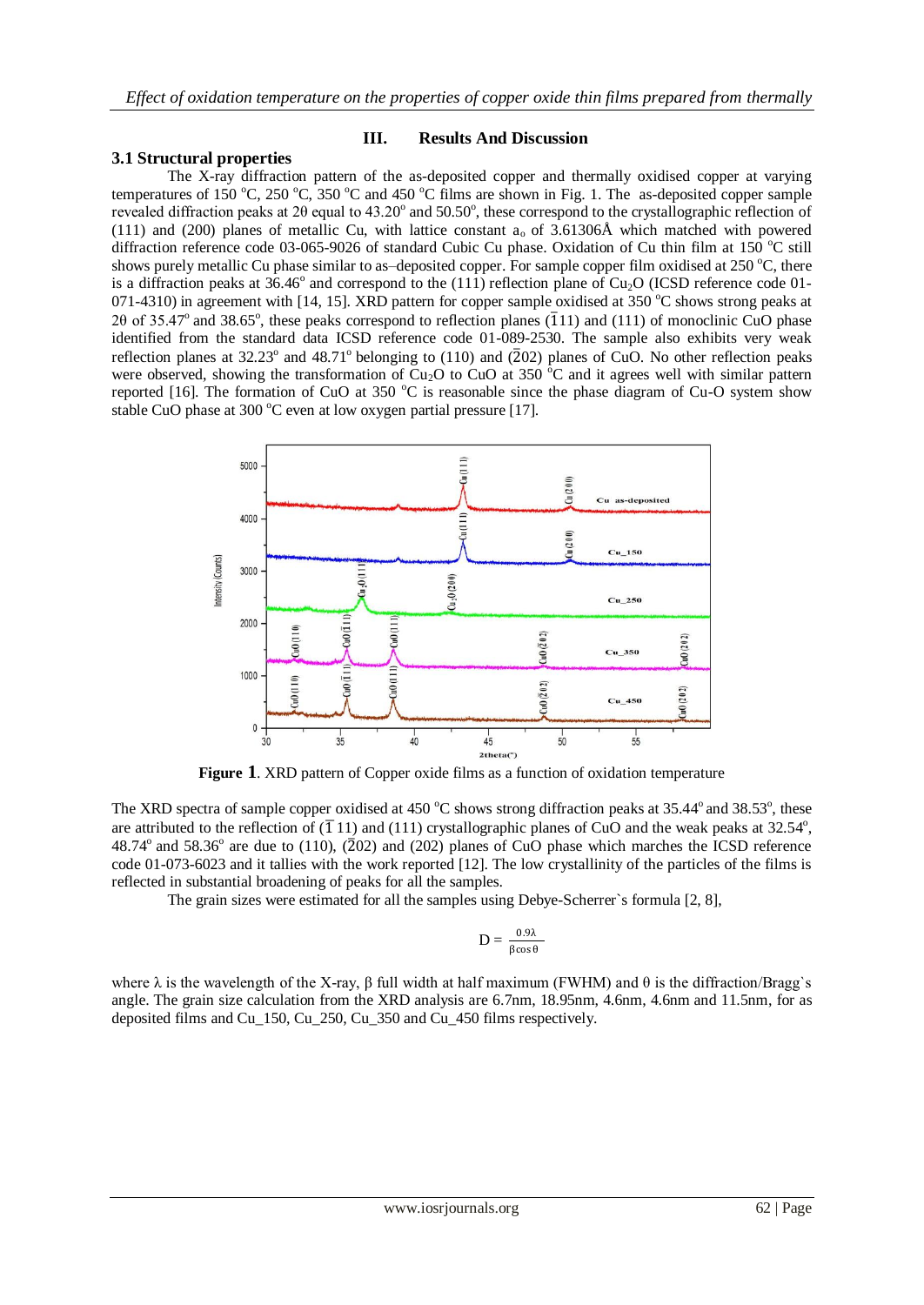## III. Results And Discussion

### 3.1 Structural properties

The X-ray diffraction pattern of the as-deposited copper and thermally oxidised copper at varying temperatures of 150 °C, 250 °C, 350 °C and 450 °C films are shown in Fig. 1. The as-deposited copper sample revealed diffraction peaks at 2θ equal to 43.20° and 50.50°, these correspond to the crystallographic reflection of (111) and (200) planes of metallic Cu, with lattice constant $a_o$ of 3.61306Å which matched with powered diffraction reference code 03-065-9026 of standard Cubic Cu phase. Oxidation of Cu thin film at 150 °C still shows purely metallic Cu phase similar to as–deposited copper. For sample copper film oxidised at 250 °C, there is a diffraction peaks at 36.46° and correspond to the (111) reflection plane of $Cu_2O$ (ICSD reference code 01-071-4310) in agreement with [14, 15]. XRD pattern for copper sample oxidised at 350 °C shows strong peaks at 2θ of 35.47° and 38.65°, these peaks correspond to reflection planes ($\bar{1}$11) and (111) of monoclinic CuO phase identified from the standard data ICSD reference code 01-089-2530. The sample also exhibits very weak reflection planes at 32.23° and 48.71° belonging to (110) and ($\bar{2}$02) planes of CuO. No other reflection peaks were observed, showing the transformation of $Cu_2O$ to CuO at 350 °C and it agrees well with similar pattern reported [16]. The formation of CuO at 350 °C is reasonable since the phase diagram of Cu-O system show stable CuO phase at 300 °C even at low oxygen partial pressure [17].

**Figure 1**. XRD pattern of Copper oxide films as a function of oxidation temperature

The XRD spectra of sample copper oxidised at 450 °C shows strong diffraction peaks at 35.44° and 38.53°, these are attributed to the reflection of ($\bar{1}$ 11) and (111) crystallographic planes of CuO and the weak peaks at 32.54°, 48.74° and 58.36° are due to (110), ($\bar{2}$02) and (202) planes of CuO phase which marches the ICSD reference code 01-073-6023 and it tallies with the work reported [12]. The low crystallinity of the particles of the films is reflected in substantial broadening of peaks for all the samples.

The grain sizes were estimated for all the samples using Debye-Scherrer`s formula [2, 8],

$$D = \frac{0.9\lambda}{\beta\cos\theta}$$

where λ is the wavelength of the X-ray, β full width at half maximum (FWHM) and θ is the diffraction/Bragg`s angle. The grain size calculation from the XRD analysis are 6.7nm, 18.95nm, 4.6nm, 4.6nm and 11.5nm, for as deposited films and Cu_150, Cu_250, Cu_350 and Cu_450 films respectively.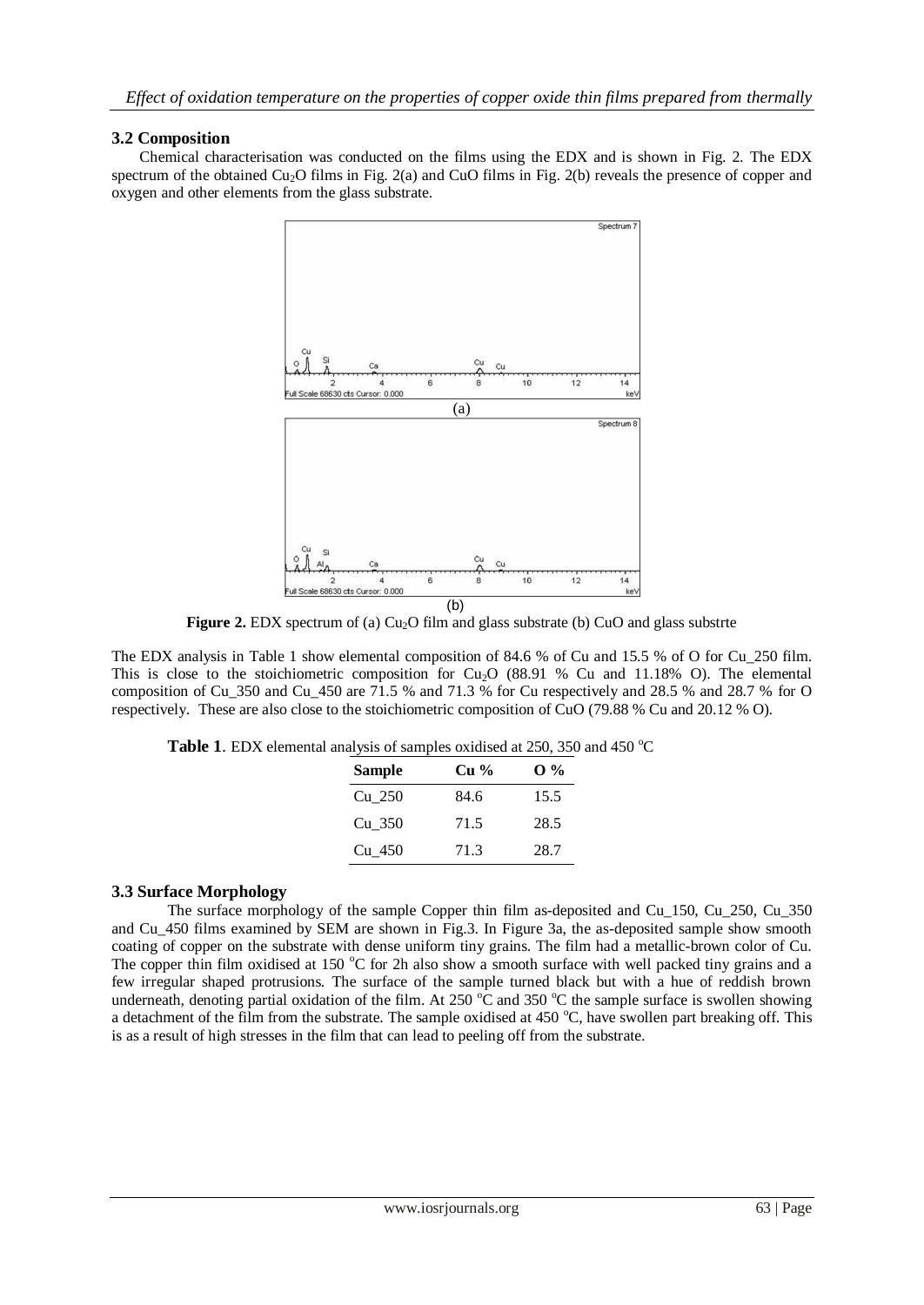### 3.2 Composition

Chemical characterisation was conducted on the films using the EDX and is shown in Fig. 2. The EDX spectrum of the obtained $Cu_2O$ films in Fig. 2(a) and CuO films in Fig. 2(b) reveals the presence of copper and oxygen and other elements from the glass substrate.

**Figure 2.** EDX spectrum of (a) $Cu_2O$ film and glass substrate (b) CuO and glass substrte

The EDX analysis in Table 1 show elemental composition of 84.6 % of Cu and 15.5 % of O for Cu_250 film. This is close to the stoichiometric composition for $Cu_2O$ (88.91 % Cu and 11.18% O). The elemental composition of Cu_350 and Cu_450 are 71.5 % and 71.3 % for Cu respectively and 28.5 % and 28.7 % for O respectively. These are also close to the stoichiometric composition of CuO (79.88 % Cu and 20.12 % O).

**Table 1**. EDX elemental analysis of samples oxidised at 250, 350 and 450 $^{o}$C

| Sample | Cu % | O % |
|---|---|---|
| Cu_250 | 84.6 | 15.5 |
| Cu_350 | 71.5 | 28.5 |
| Cu_450 | 71.3 | 28.7 |

### 3.3 Surface Morphology

The surface morphology of the sample Copper thin film as-deposited and Cu_150, Cu_250, Cu_350 and Cu_450 films examined by SEM are shown in Fig.3. In Figure 3a, the as-deposited sample show smooth coating of copper on the substrate with dense uniform tiny grains. The film had a metallic-brown color of Cu. The copper thin film oxidised at 150 $^{o}$C for 2h also show a smooth surface with well packed tiny grains and a few irregular shaped protrusions. The surface of the sample turned black but with a hue of reddish brown underneath, denoting partial oxidation of the film. At 250 $^{o}$C and 350 $^{o}$C the sample surface is swollen showing a detachment of the film from the substrate. The sample oxidised at 450 $^{o}$C, have swollen part breaking off. This is as a result of high stresses in the film that can lead to peeling off from the substrate.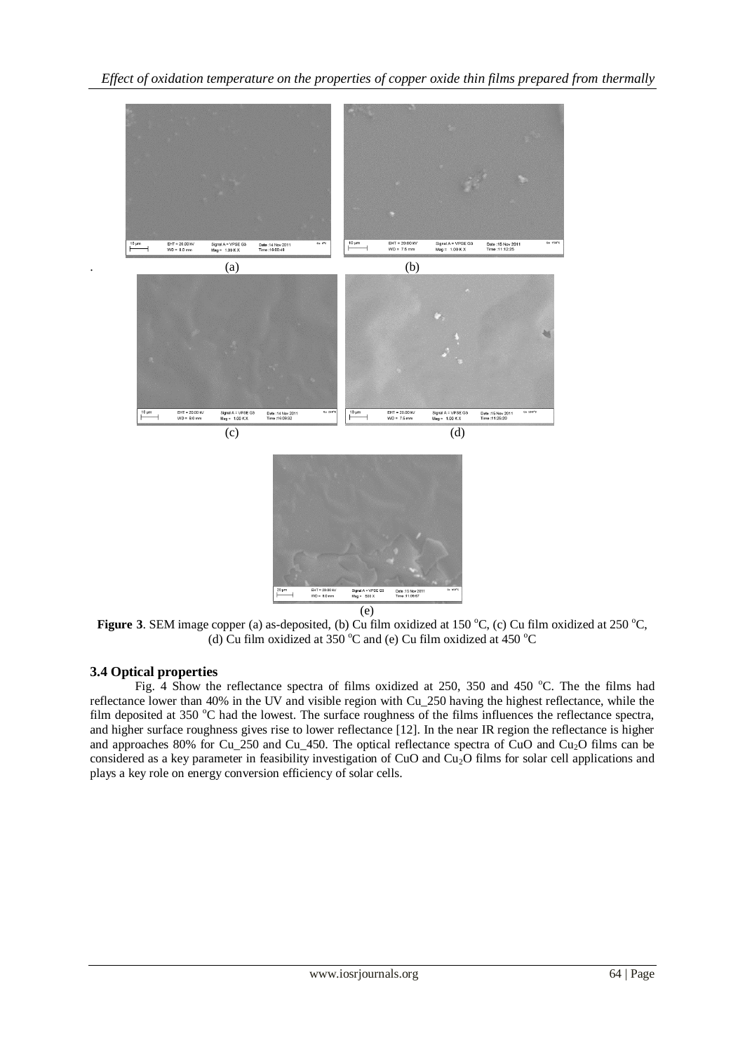(a) (b)

(c) (d)

(e)

**Figure 3**. SEM image copper (a) as-deposited, (b) Cu film oxidized at 150 $^{o}$C, (c) Cu film oxidized at 250 $^{o}$C, (d) Cu film oxidized at 350 $^{o}$C and (e) Cu film oxidized at 450 $^{o}$C

### 3.4 Optical properties

Fig. 4 Show the reflectance spectra of films oxidized at 250, 350 and 450 $^{o}$C. The the films had reflectance lower than 40% in the UV and visible region with Cu_250 having the highest reflectance, while the film deposited at 350 $^{o}$C had the lowest. The surface roughness of the films influences the reflectance spectra, and higher surface roughness gives rise to lower reflectance [12]. In the near IR region the reflectance is higher and approaches 80% for Cu_250 and Cu_450. The optical reflectance spectra of CuO and $Cu_2O$ films can be considered as a key parameter in feasibility investigation of CuO and $Cu_2O$ films for solar cell applications and plays a key role on energy conversion efficiency of solar cells.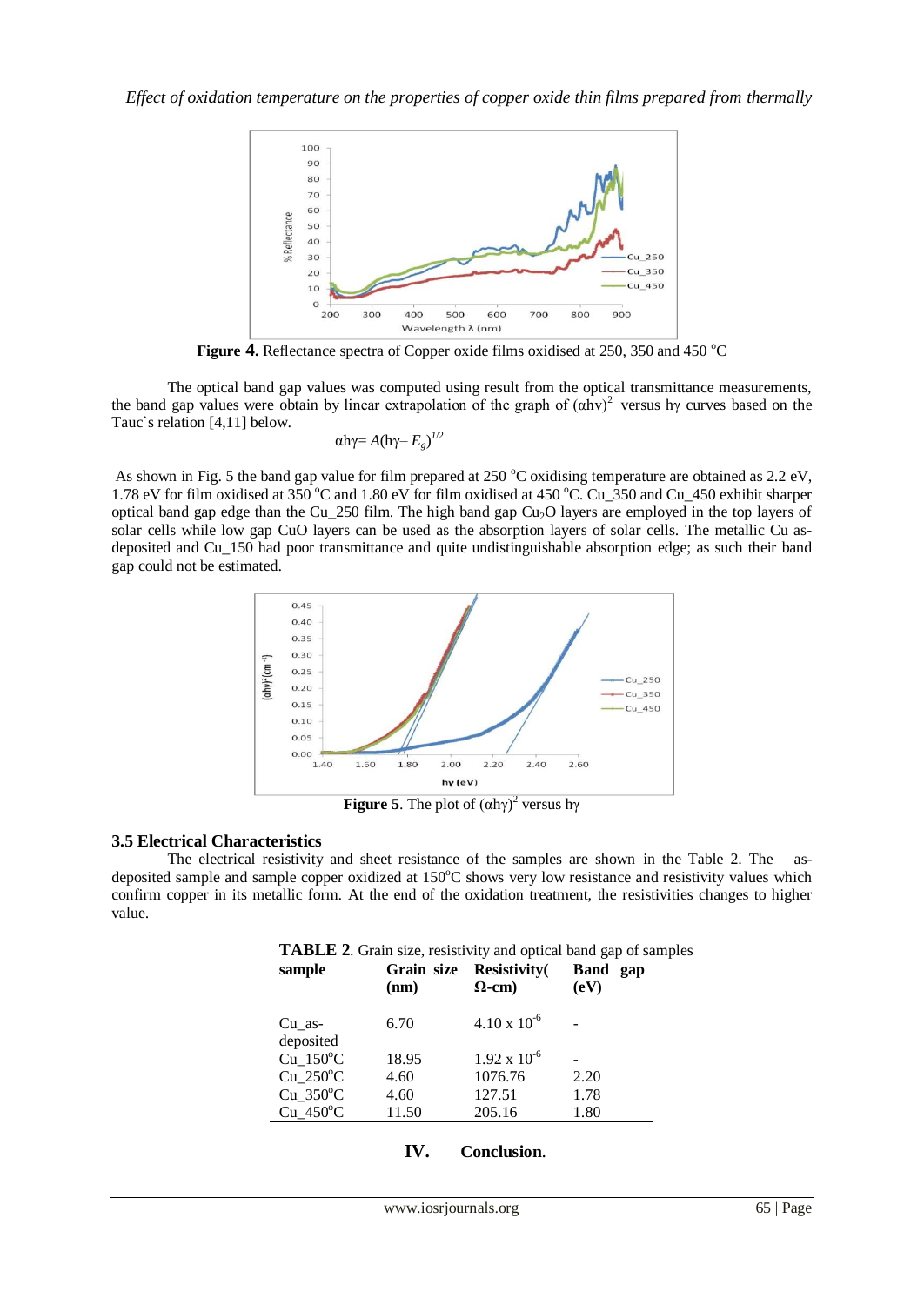**Figure 4.** Reflectance spectra of Copper oxide films oxidised at 250, 350 and 450 °C

The optical band gap values was computed using result from the optical transmittance measurements, the band gap values were obtain by linear extrapolation of the graph of $(\alpha h\nu)^2$ versus hγ curves based on the Tauc`s relation [4,11] below.

$$\alpha h\gamma = A(h\gamma - E_g)^{1/2}$$

As shown in Fig. 5 the band gap value for film prepared at 250 °C oxidising temperature are obtained as 2.2 eV, 1.78 eV for film oxidised at 350 °C and 1.80 eV for film oxidised at 450 °C. Cu_350 and Cu_450 exhibit sharper optical band gap edge than the Cu_250 film. The high band gap $Cu_2O$ layers are employed in the top layers of solar cells while low gap CuO layers can be used as the absorption layers of solar cells. The metallic Cu as-deposited and Cu_150 had poor transmittance and quite undistinguishable absorption edge; as such their band gap could not be estimated.

**Figure 5**. The plot of $(\alpha h\gamma)^2$ versus hγ

### 3.5 Electrical Characteristics

The electrical resistivity and sheet resistance of the samples are shown in the Table 2. The as-deposited sample and sample copper oxidized at 150°C shows very low resistance and resistivity values which confirm copper in its metallic form. At the end of the oxidation treatment, the resistivities changes to higher value.

**TABLE 2**. Grain size, resistivity and optical band gap of samples

| sample | Grain size (nm) | Resistivity(Ω-cm) | Band gap (eV) |
|---|---|---|---|
| Cu_as-deposited | 6.70 | $4.10 \times 10^{-6}$ | - |
| Cu_150°C | 18.95 | $1.92 \times 10^{-6}$ | - |
| Cu_250°C | 4.60 | 1076.76 | 2.20 |
| Cu_350°C | 4.60 | 127.51 | 1.78 |
| Cu_450°C | 11.50 | 205.16 | 1.80 |

## IV. Conclusion.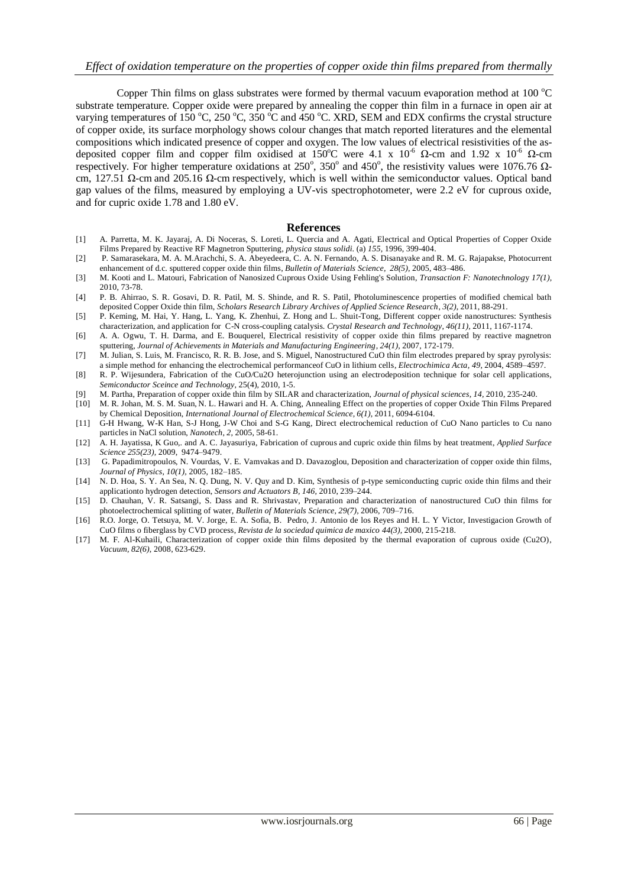Copper Thin films on glass substrates were formed by thermal vacuum evaporation method at 100 $^{o}$C substrate temperature. Copper oxide were prepared by annealing the copper thin film in a furnace in open air at varying temperatures of 150 $^{o}$C, 250 $^{o}$C, 350 $^{o}$C and 450 $^{o}$C. XRD, SEM and EDX confirms the crystal structure of copper oxide, its surface morphology shows colour changes that match reported literatures and the elemental compositions which indicated presence of copper and oxygen. The low values of electrical resistivities of the as-deposited copper film and copper film oxidised at 150$^{o}$C were 4.1 x $10^{-6}$ Ω-cm and 1.92 x $10^{-6}$ Ω-cm respectively. For higher temperature oxidations at 250$^{o}$, 350$^{o}$ and 450$^{o}$, the resistivity values were 1076.76 Ω-cm, 127.51 Ω-cm and 205.16 Ω-cm respectively, which is well within the semiconductor values. Optical band gap values of the films, measured by employing a UV-vis spectrophotometer, were 2.2 eV for cuprous oxide, and for cupric oxide 1.78 and 1.80 eV.

## References

[1] A. Parretta, M. K. Jayaraj, A. Di Noceras, S. Loreti, L. Quercia and A. Agati, Electrical and Optical Properties of Copper Oxide Films Prepared by Reactive RF Magnetron Sputtering, *physica staus solidi*. (a) *155*, 1996, 399-404.

[2] P. Samarasekara, M. A. M.Arachchi, S. A. Abeyedeera, C. A. N. Fernando, A. S. Disanayake and R. M. G. Rajapakse, Photocurrent enhancement of d.c. sputtered copper oxide thin films, *Bulletin of Materials Science, 28(5)*, 2005, 483–486.

[3] M. Kooti and L. Matouri, Fabrication of Nanosized Cuprous Oxide Using Fehling's Solution, *Transaction F: Nanotechnology 17(1)*, 2010, 73-78.

[4] P. B. Ahirrao, S. R. Gosavi, D. R. Patil, M. S. Shinde, and R. S. Patil, Photoluminescence properties of modified chemical bath deposited Copper Oxide thin film, *Scholars Research Library Archives of Applied Science Research, 3(2)*, 2011, 88-291.

[5] P. Keming, M. Hai, Y. Hang, L. Yang, K. Zhenhui, Z. Hong and L. Shuit-Tong, Different copper oxide nanostructures: Synthesis characterization, and application for C-N cross-coupling catalysis. *Crystal Research and Technology, 46(11)*, 2011, 1167-1174.

[6] A. A. Ogwu, T. H. Darma, and E. Bouquerel, Electrical resistivity of copper oxide thin films prepared by reactive magnetron sputtering, *Journal of Achievements in Materials and Manufacturing Engineering, 24(1)*, 2007, 172-179.

[7] M. Julian, S. Luis, M. Francisco, R. R. B. Jose, and S. Miguel, Nanostructured CuO thin film electrodes prepared by spray pyrolysis: a simple method for enhancing the electrochemical performanceof CuO in lithium cells, *Electrochimica Acta, 49*, 2004, 4589–4597.

[8] R. P. Wijesundera, Fabrication of the CuO/Cu2O heterojunction using an electrodeposition technique for solar cell applications, *Semiconductor Sceince and Technology*, 25(4), 2010, 1-5.

[9] M. Partha, Preparation of copper oxide thin film by SILAR and characterization, *Journal of physical sciences, 14*, 2010, 235-240.

[10] M. R. Johan, M. S. M. Suan, N. L. Hawari and H. A. Ching, Annealing Effect on the properties of copper Oxide Thin Films Prepared by Chemical Deposition, *International Journal of Electrochemical Science, 6(1)*, 2011, 6094-6104.

[11] G-H Hwang, W-K Han, S-J Hong, J-W Choi and S-G Kang, Direct electrochemical reduction of CuO Nano particles to Cu nano particles in NaCl solution, *Nanotech, 2*, 2005, 58-61.

[12] A. H. Jayatissa, K Guo,. and A. C. Jayasuriya, Fabrication of cuprous and cupric oxide thin films by heat treatment, *Applied Surface Science 255(23)*, 2009, 9474–9479.

[13] G. Papadimitropoulos, N. Vourdas, V. E. Vamvakas and D. Davazoglou, Deposition and characterization of copper oxide thin films, *Journal of Physics, 10(1)*, 2005, 182–185.

[14] N. D. Hoa, S. Y. An Sea, N. Q. Dung, N. V. Quy and D. Kim, Synthesis of p-type semiconducting cupric oxide thin films and their applicationto hydrogen detection, *Sensors and Actuators B, 146*, 2010, 239–244.

[15] D. Chauhan, V. R. Satsangi, S. Dass and R. Shrivastav, Preparation and characterization of nanostructured CuO thin films for photoelectrochemical splitting of water, *Bulletin of Materials Science, 29(7)*, 2006, 709–716.

[16] R.O. Jorge, O. Tetsuya, M. V. Jorge, E. A. Sofia, B. Pedro, J. Antonio de los Reyes and H. L. Y Victor, Investigacion Growth of CuO films o fiberglass by CVD process, *Revista de la sociedad quimica de maxico 44(3)*, 2000, 215-218.

[17] M. F. Al-Kuhaili, Characterization of copper oxide thin films deposited by the thermal evaporation of cuprous oxide (Cu2O), *Vacuum, 82(6)*, 2008, 623-629.